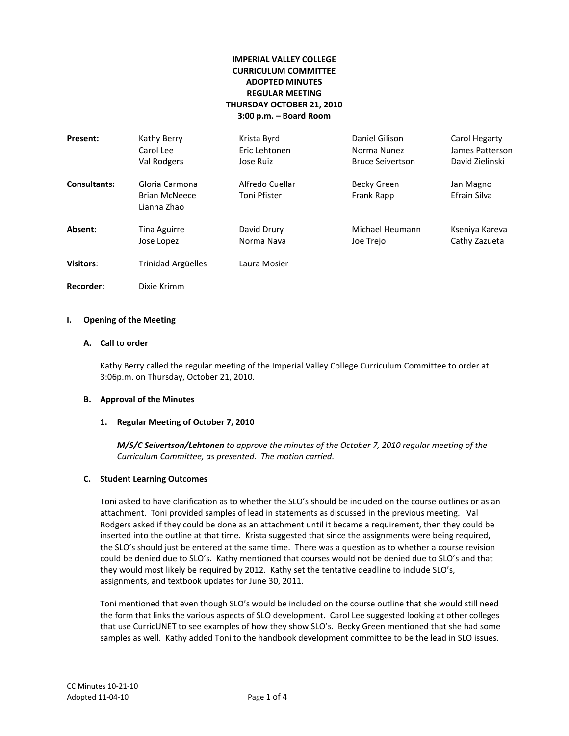**IMPERIAL VALLEY COLLEGE**
**CURRICULUM COMMITTEE**
**ADOPTED MINUTES**
**REGULAR MEETING**
**THURSDAY OCTOBER 21, 2010**
**3:00 p.m. – Board Room**

| | | | | |
|---|---|---|---|---|
| **Present:** | Kathy Berry | Krista Byrd | Daniel Gilison | Carol Hegarty |
| | Carol Lee | Eric Lehtonen | Norma Nunez | James Patterson |
| | Val Rodgers | Jose Ruiz | Bruce Seivertson | David Zielinski |
| **Consultants:** | Gloria Carmona | Alfredo Cuellar | Becky Green | Jan Magno |
| | Brian McNeece | Toni Pfister | Frank Rapp | Efrain Silva |
| | Lianna Zhao | | | |
| **Absent:** | Tina Aguirre | David Drury | Michael Heumann | Kseniya Kareva |
| | Jose Lopez | Norma Nava | Joe Trejo | Cathy Zazueta |
| **Visitors:** | Trinidad Argüelles | Laura Mosier | | |
| **Recorder:** | Dixie Krimm | | | |

## I. Opening of the Meeting

### A. Call to order

Kathy Berry called the regular meeting of the Imperial Valley College Curriculum Committee to order at 3:06p.m. on Thursday, October 21, 2010.

### B. Approval of the Minutes

#### 1. Regular Meeting of October 7, 2010

***M/S/C Seivertson/Lehtonen*** *to approve the minutes of the October 7, 2010 regular meeting of the Curriculum Committee, as presented. The motion carried.*

### C. Student Learning Outcomes

Toni asked to have clarification as to whether the SLO's should be included on the course outlines or as an attachment. Toni provided samples of lead in statements as discussed in the previous meeting. Val Rodgers asked if they could be done as an attachment until it became a requirement, then they could be inserted into the outline at that time. Krista suggested that since the assignments were being required, the SLO's should just be entered at the same time. There was a question as to whether a course revision could be denied due to SLO's. Kathy mentioned that courses would not be denied due to SLO's and that they would most likely be required by 2012. Kathy set the tentative deadline to include SLO's, assignments, and textbook updates for June 30, 2011.

Toni mentioned that even though SLO's would be included on the course outline that she would still need the form that links the various aspects of SLO development. Carol Lee suggested looking at other colleges that use CurricUNET to see examples of how they show SLO's. Becky Green mentioned that she had some samples as well. Kathy added Toni to the handbook development committee to be the lead in SLO issues.

CC Minutes 10-21-10
Adopted 11-04-10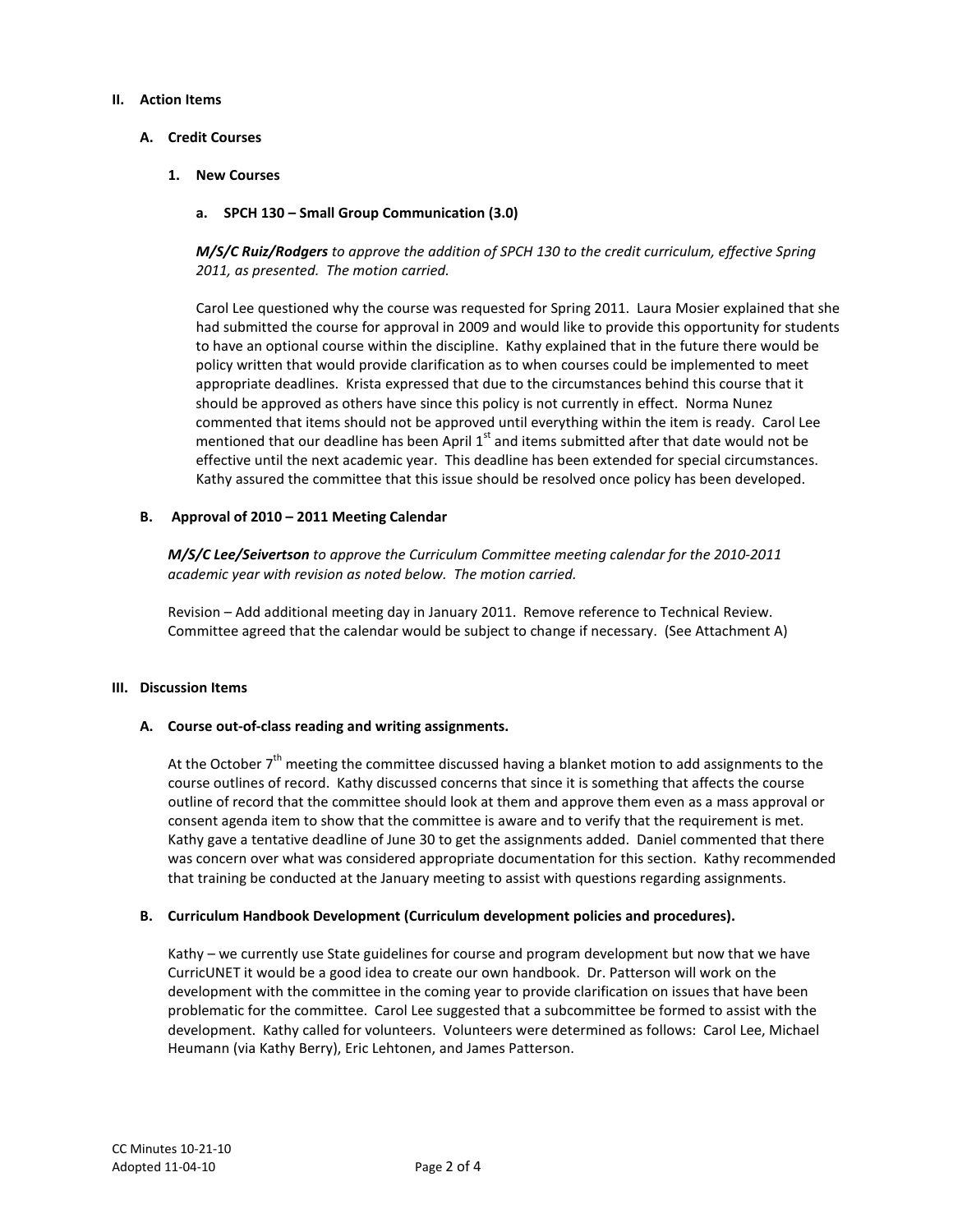## II. Action Items

### A. Credit Courses

#### 1. New Courses

##### a. SPCH 130 – Small Group Communication (3.0)

***M/S/C Ruiz/Rodgers*** *to approve the addition of SPCH 130 to the credit curriculum, effective Spring 2011, as presented. The motion carried.*

Carol Lee questioned why the course was requested for Spring 2011. Laura Mosier explained that she had submitted the course for approval in 2009 and would like to provide this opportunity for students to have an optional course within the discipline. Kathy explained that in the future there would be policy written that would provide clarification as to when courses could be implemented to meet appropriate deadlines. Krista expressed that due to the circumstances behind this course that it should be approved as others have since this policy is not currently in effect. Norma Nunez commented that items should not be approved until everything within the item is ready. Carol Lee mentioned that our deadline has been April 1st and items submitted after that date would not be effective until the next academic year. This deadline has been extended for special circumstances. Kathy assured the committee that this issue should be resolved once policy has been developed.

### B. Approval of 2010 – 2011 Meeting Calendar

***M/S/C Lee/Seivertson*** *to approve the Curriculum Committee meeting calendar for the 2010-2011 academic year with revision as noted below. The motion carried.*

Revision – Add additional meeting day in January 2011. Remove reference to Technical Review. Committee agreed that the calendar would be subject to change if necessary. (See Attachment A)

## III. Discussion Items

### A. Course out-of-class reading and writing assignments.

At the October 7th meeting the committee discussed having a blanket motion to add assignments to the course outlines of record. Kathy discussed concerns that since it is something that affects the course outline of record that the committee should look at them and approve them even as a mass approval or consent agenda item to show that the committee is aware and to verify that the requirement is met. Kathy gave a tentative deadline of June 30 to get the assignments added. Daniel commented that there was concern over what was considered appropriate documentation for this section. Kathy recommended that training be conducted at the January meeting to assist with questions regarding assignments.

### B. Curriculum Handbook Development (Curriculum development policies and procedures).

Kathy – we currently use State guidelines for course and program development but now that we have CurricUNET it would be a good idea to create our own handbook. Dr. Patterson will work on the development with the committee in the coming year to provide clarification on issues that have been problematic for the committee. Carol Lee suggested that a subcommittee be formed to assist with the development. Kathy called for volunteers. Volunteers were determined as follows: Carol Lee, Michael Heumann (via Kathy Berry), Eric Lehtonen, and James Patterson.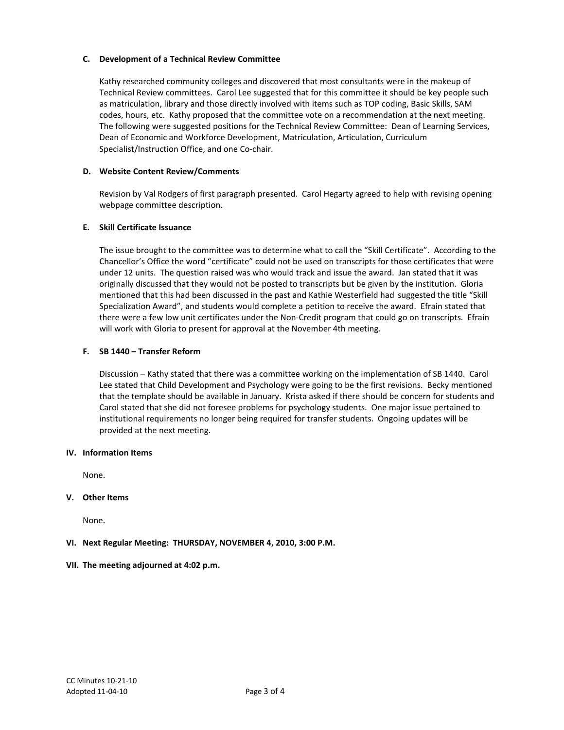### C. Development of a Technical Review Committee

Kathy researched community colleges and discovered that most consultants were in the makeup of Technical Review committees. Carol Lee suggested that for this committee it should be key people such as matriculation, library and those directly involved with items such as TOP coding, Basic Skills, SAM codes, hours, etc. Kathy proposed that the committee vote on a recommendation at the next meeting. The following were suggested positions for the Technical Review Committee: Dean of Learning Services, Dean of Economic and Workforce Development, Matriculation, Articulation, Curriculum Specialist/Instruction Office, and one Co-chair.

### D. Website Content Review/Comments

Revision by Val Rodgers of first paragraph presented. Carol Hegarty agreed to help with revising opening webpage committee description.

### E. Skill Certificate Issuance

The issue brought to the committee was to determine what to call the "Skill Certificate". According to the Chancellor's Office the word "certificate" could not be used on transcripts for those certificates that were under 12 units. The question raised was who would track and issue the award. Jan stated that it was originally discussed that they would not be posted to transcripts but be given by the institution. Gloria mentioned that this had been discussed in the past and Kathie Westerfield had suggested the title "Skill Specialization Award", and students would complete a petition to receive the award. Efrain stated that there were a few low unit certificates under the Non-Credit program that could go on transcripts. Efrain will work with Gloria to present for approval at the November 4th meeting.

### F. SB 1440 – Transfer Reform

Discussion – Kathy stated that there was a committee working on the implementation of SB 1440. Carol Lee stated that Child Development and Psychology were going to be the first revisions. Becky mentioned that the template should be available in January. Krista asked if there should be concern for students and Carol stated that she did not foresee problems for psychology students. One major issue pertained to institutional requirements no longer being required for transfer students. Ongoing updates will be provided at the next meeting.

## IV. Information Items

None.

## V. Other Items

None.

## VI. Next Regular Meeting: THURSDAY, NOVEMBER 4, 2010, 3:00 P.M.

## VII. The meeting adjourned at 4:02 p.m.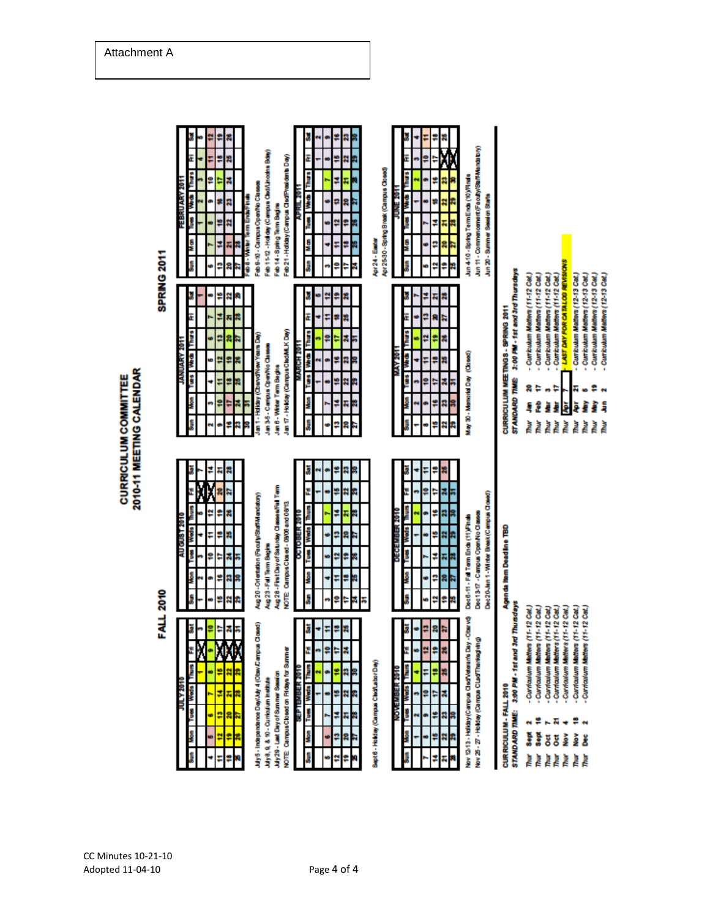Attachment A

# CURRICULUM COMMITTEE
## 2010-11 MEETING CALENDAR

## FALL 2010

| JULY 2010 | | | | | | |
|---|---|---|---|---|---|---|
| Sun | Mon | Tues | Weds | Thurs | Fri | Sat |
| | | | | 1 | 2 | 3 |
| 4 | 5 | 6 | 7 | 8 | 9 | 10 |
| 11 | 12 | 13 | 14 | 15 | 16 | 17 |
| 18 | 19 | 20 | 21 | 22 | 23 | 24 |
| 25 | 26 | 27 | 28 | 29 | 30 | 31 |

July 5 - Independence Day/July 4 (Obsv/Campus Closed)
July 8, 9, & 10 - Curriculum Institute
July 29 - Last Day of Summer Session
NOTE: Campus Closed on Fridays for Summer

| AUGUST 2010 | | | | | | |
|---|---|---|---|---|---|---|
| Sun | Mon | Tues | Weds | Thurs | Fri | Sat |
| 1 | 2 | 3 | 4 | 5 | 6 | 7 |
| 8 | 9 | 10 | 11 | 12 | 13 | 14 |
| 15 | 16 | 17 | 18 | 19 | 20 | 21 |
| 22 | 23 | 24 | 25 | 26 | 27 | 28 |
| 29 | 30 | 31 | | | | |

Aug 20 - Orientation (Faculty/Staff Mandatory)
Aug 23 - Fall Term Begins
Aug 28 - First Day of Saturday Classes/Fall Term
NOTE: Campus Closed - 08/06 and 08/13.

| SEPTEMBER 2010 | | | | | | |
|---|---|---|---|---|---|---|
| Sun | Mon | Tues | Weds | Thurs | Fri | Sat |
| | | | 1 | 2 | 3 | 4 |
| 5 | 6 | 7 | 8 | 9 | 10 | 11 |
| 12 | 13 | 14 | 15 | 16 | 17 | 18 |
| 19 | 20 | 21 | 22 | 23 | 24 | 25 |
| 26 | 27 | 28 | 29 | 30 | | |

Sept 6 - Holiday (Campus Clsd/Labor Day)

| OCTOBER 2010 | | | | | | |
|---|---|---|---|---|---|---|
| Sun | Mon | Tues | Weds | Thurs | Fri | Sat |
| | | | | | 1 | 2 |
| 3 | 4 | 5 | 6 | 7 | 8 | 9 |
| 10 | 11 | 12 | 13 | 14 | 15 | 16 |
| 17 | 18 | 19 | 20 | 21 | 22 | 23 |
| 24 | 25 | 26 | 27 | 28 | 29 | 30 |
| 31 | | | | | | |

| NOVEMBER 2010 | | | | | | |
|---|---|---|---|---|---|---|
| Sun | Mon | Tues | Weds | Thurs | Fri | Sat |
| | 1 | 2 | 3 | 4 | 5 | 6 |
| 7 | 8 | 9 | 10 | 11 | 12 | 13 |
| 14 | 15 | 16 | 17 | 18 | 19 | 20 |
| 21 | 22 | 23 | 24 | 25 | 26 | 27 |
| 28 | 29 | 30 | | | | |

Nov 12-13 - Holiday (Campus Clsd/Veteran's Day - Obsrvd)
Nov 25 - 27 - Holiday (Campus Clsd/Thanksgiving)

| DECEMBER 2010 | | | | | | |
|---|---|---|---|---|---|---|
| Sun | Mon | Tues | Weds | Thurs | Fri | Sat |
| | | | 1 | 2 | 3 | 4 |
| 5 | 6 | 7 | 8 | 9 | 10 | 11 |
| 12 | 13 | 14 | 15 | 16 | 17 | 18 |
| 19 | 20 | 21 | 22 | 23 | 24 | 25 |
| 26 | 27 | 28 | 29 | 30 | 31 | |

Dec 6-11 - Fall Term Ends (11)/Finals
Dec 13-17 - Campus Open/No Classes
Dec 20-Jan 1 - Winter Break (Campus Closed)

**CURRICULUM - FALL 2010**
**STANDARD TIME: 3:00 PM - 1st and 3rd Thursdays**

Agenda Item Deadline TBD

- Thur Sept 2 - Curriculum Matters (11-12 Cat.)
- Thur Sept 16 - Curriculum Matters (11-12 Cat.)
- Thur Oct 7 - Curriculum Matters (11-12 Cat.)
- Thur Oct 21 - Curriculum Matters (11-12 Cat.)
- Thur Nov 4 - Curriculum Matters (11-12 Cat.)
- Thur Nov 18 - Curriculum Matters (11-12 Cat.)
- Thur Dec 2 - Curriculum Matters (11-12 Cat.)

## SPRING 2011

| JANUARY 2011 | | | | | | |
|---|---|---|---|---|---|---|
| Sun | Mon | Tues | Weds | Thurs | Fri | Sat |
| | | | | | | 1 |
| 2 | 3 | 4 | 5 | 6 | 7 | 8 |
| 9 | 10 | 11 | 12 | 13 | 14 | 15 |
| 16 | 17 | 18 | 19 | 20 | 21 | 22 |
| 23 | 24 | 25 | 26 | 27 | 28 | 29 |
| 30 | 31 | | | | | |

Jan 1 - Holiday (Obsrvd/New Years Day)
Jan 3-5 - Campus Open/No Classes
Jan 6 - Winter Term Begins
Jan 17 - Holiday (Campus Clsd/MLK Day)

| FEBRUARY 2011 | | | | | | |
|---|---|---|---|---|---|---|
| Sun | Mon | Tues | Weds | Thurs | Fri | Sat |
| | | 1 | 2 | 3 | 4 | 5 |
| 6 | 7 | 8 | 9 | 10 | 11 | 12 |
| 13 | 14 | 15 | 16 | 17 | 18 | 19 |
| 20 | 21 | 22 | 23 | 24 | 25 | 26 |
| 27 | 28 | | | | | |

Feb 8 - Winter Term Ends/Finals
Feb 9-10 - Campus Open/No Classes
Feb 11-12 - Holiday (Campus Clsd/Lincolns Bday)
Feb 14 - Spring Term Begins
Feb 21 - Holiday (Campus Clsd/Presidents Day)

| MARCH 2011 | | | | | | |
|---|---|---|---|---|---|---|
| Sun | Mon | Tues | Weds | Thurs | Fri | Sat |
| | | 1 | 2 | 3 | 4 | 5 |
| 6 | 7 | 8 | 9 | 10 | 11 | 12 |
| 13 | 14 | 15 | 16 | 17 | 18 | 19 |
| 20 | 21 | 22 | 23 | 24 | 25 | 26 |
| 27 | 28 | 29 | 30 | 31 | | |

| APRIL 2011 | | | | | | |
|---|---|---|---|---|---|---|
| Sun | Mon | Tues | Weds | Thurs | Fri | Sat |
| | | | | | 1 | 2 |
| 3 | 4 | 5 | 6 | 7 | 8 | 9 |
| 10 | 11 | 12 | 13 | 14 | 15 | 16 |
| 17 | 18 | 19 | 20 | 21 | 22 | 23 |
| 24 | 25 | 26 | 27 | 28 | 29 | 30 |

Apr 24 - Easter
Apr 25-30 - Spring Break (Campus Closed)

| MAY 2011 | | | | | | |
|---|---|---|---|---|---|---|
| Sun | Mon | Tues | Weds | Thurs | Fri | Sat |
| 1 | 2 | 3 | 4 | 5 | 6 | 7 |
| 8 | 9 | 10 | 11 | 12 | 13 | 14 |
| 15 | 16 | 17 | 18 | 19 | 20 | 21 |
| 22 | 23 | 24 | 25 | 26 | 27 | 28 |
| 29 | 30 | 31 | | | | |

May 30 - Memorial Day (Closed)

| JUNE 2011 | | | | | | |
|---|---|---|---|---|---|---|
| Sun | Mon | Tues | Weds | Thurs | Fri | Sat |
| | | | 1 | 2 | 3 | 4 |
| 5 | 6 | 7 | 8 | 9 | 10 | 11 |
| 12 | 13 | 14 | 15 | 16 | 17 | 18 |
| 19 | 20 | 21 | 22 | 23 | 24 | 25 |
| 26 | 27 | 28 | 29 | 30 | | |

Jun 4-10 - Spring Term Ends (10)/Finals
Jun 11 - Commencement (Faculty/Staff Mandatory)
Jun 20 - Summer Session Starts

**CURRICULUM MEETINGS - SPRING 2011**
**STANDARD TIME: 3:00 PM - 1st and 3rd Thursdays**

- Thur Jan 20 - Curriculum Matters (11-12 Cat.)
- Thur Feb 17 - Curriculum Matters (11-12 Cat.)
- Thur Mar 3 - Curriculum Matters (11-12 Cat.)
- Thur Mar 17 - Curriculum Matters (11-12 Cat.)
- Thur **Apr 7** - **LAST DAY FOR CATALOG REVISIONS**
- Thur Apr 21 - Curriculum Matters (12-13 Cat.)
- Thur May 5 - Curriculum Matters (12-13 Cat.)
- Thur May 19 - Curriculum Matters (12-13 Cat.)
- Thur Jun 2 - Curriculum Matters (12-13 Cat.)